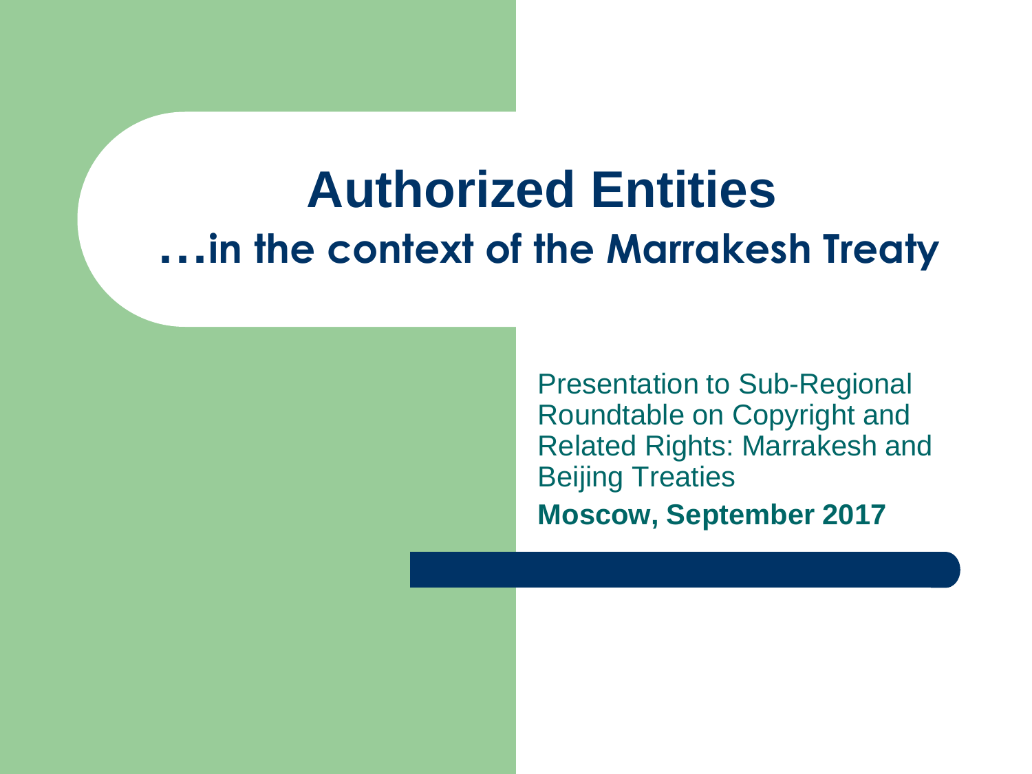# Authorized Entities

## …in the context of the Marrakesh Treaty

Presentation to Sub-Regional Roundtable on Copyright and Related Rights: Marrakesh and Beijing Treaties

**Moscow, September 2017**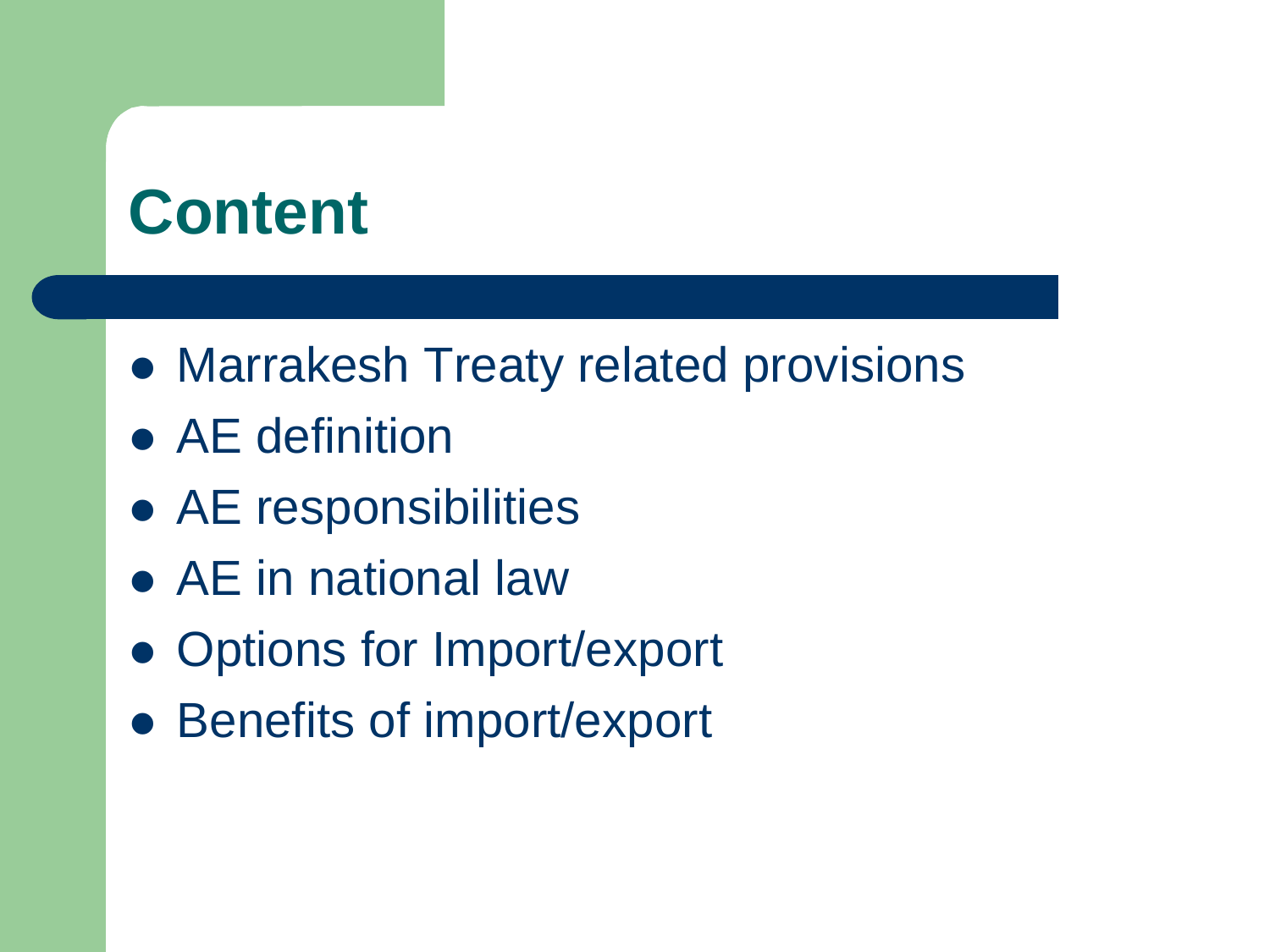# Content

- Marrakesh Treaty related provisions
- AE definition
- AE responsibilities
- AE in national law
- Options for Import/export
- Benefits of import/export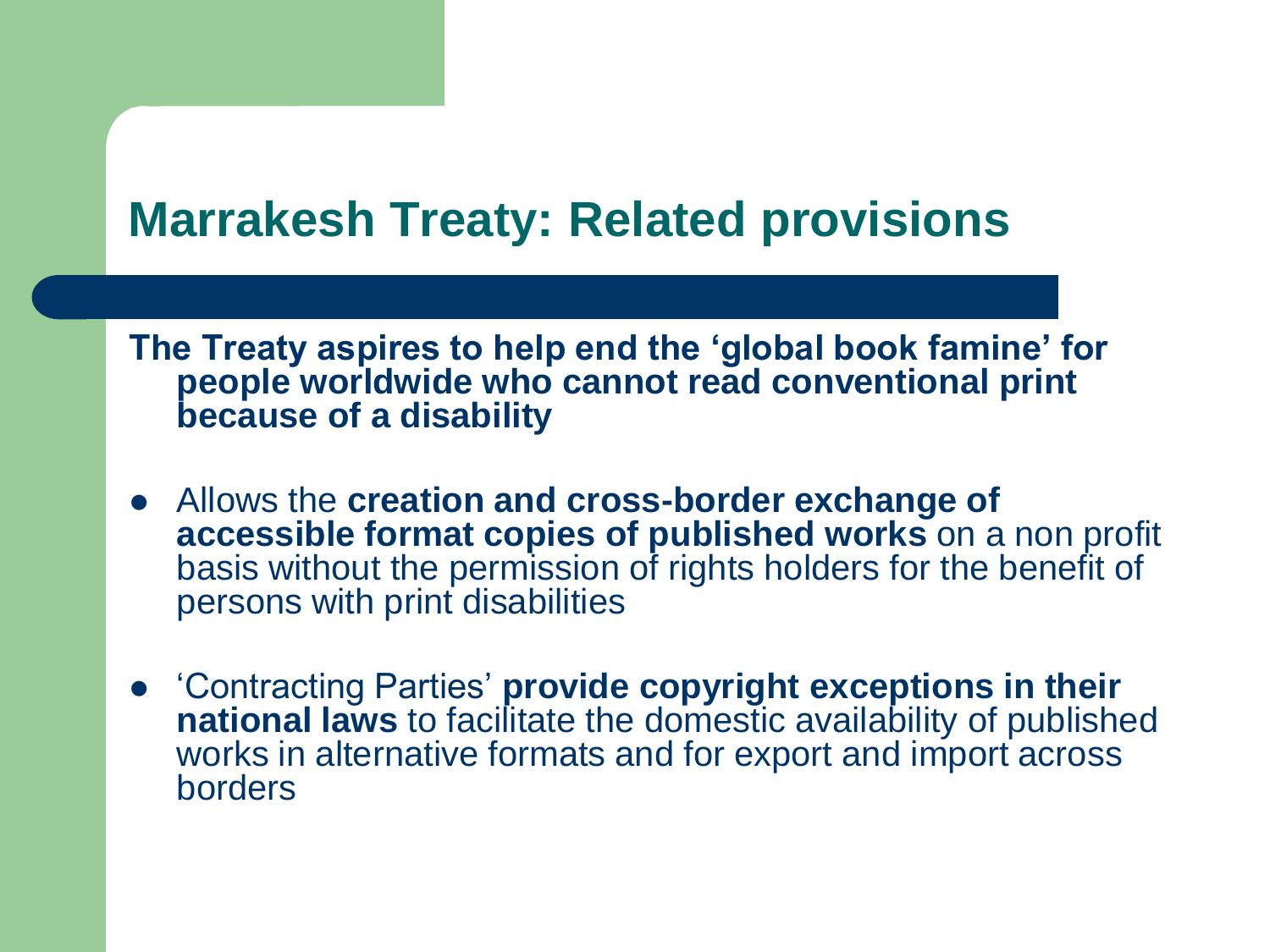# Marrakesh Treaty: Related provisions

**The Treaty aspires to help end the 'global book famine' for people worldwide who cannot read conventional print because of a disability**

- Allows the **creation and cross-border exchange of accessible format copies of published works** on a non profit basis without the permission of rights holders for the benefit of persons with print disabilities
- 'Contracting Parties' **provide copyright exceptions in their national laws** to facilitate the domestic availability of published works in alternative formats and for export and import across borders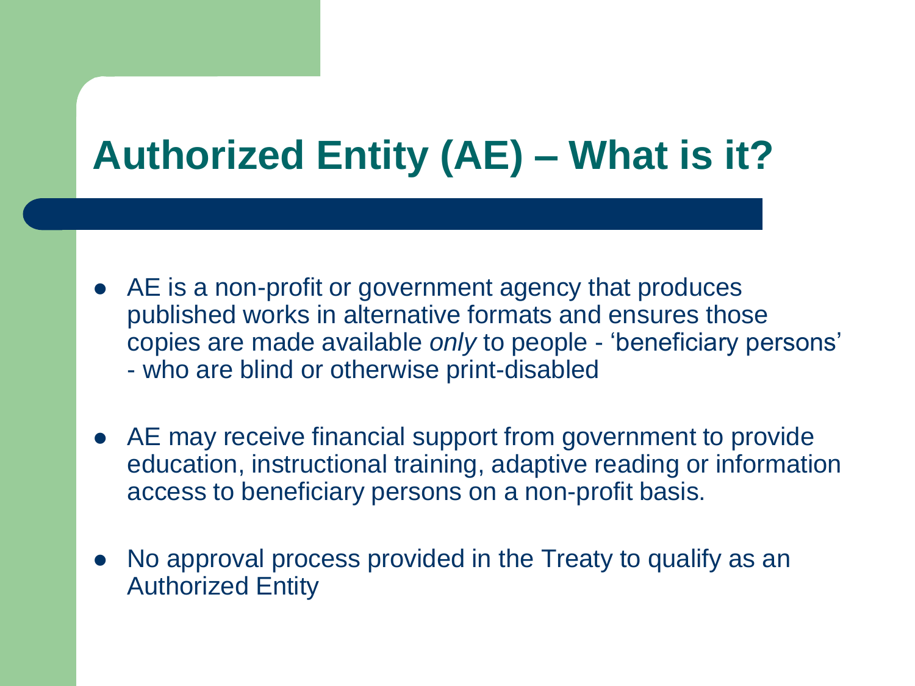# Authorized Entity (AE) – What is it?

- AE is a non-profit or government agency that produces published works in alternative formats and ensures those copies are made available *only* to people - 'beneficiary persons' - who are blind or otherwise print-disabled
- AE may receive financial support from government to provide education, instructional training, adaptive reading or information access to beneficiary persons on a non-profit basis.
- No approval process provided in the Treaty to qualify as an Authorized Entity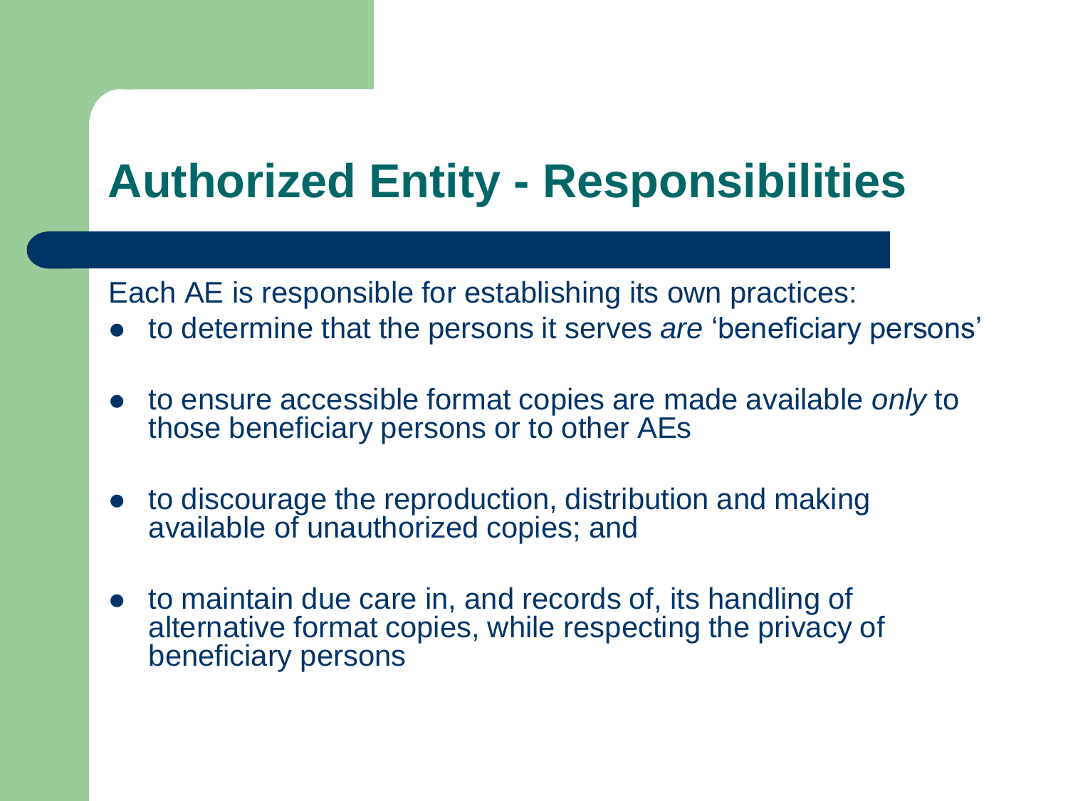# Authorized Entity - Responsibilities

Each AE is responsible for establishing its own practices:

- to determine that the persons it serves *are* ‘beneficiary persons’
- to ensure accessible format copies are made available *only* to those beneficiary persons or to other AEs
- to discourage the reproduction, distribution and making available of unauthorized copies; and
- to maintain due care in, and records of, its handling of alternative format copies, while respecting the privacy of beneficiary persons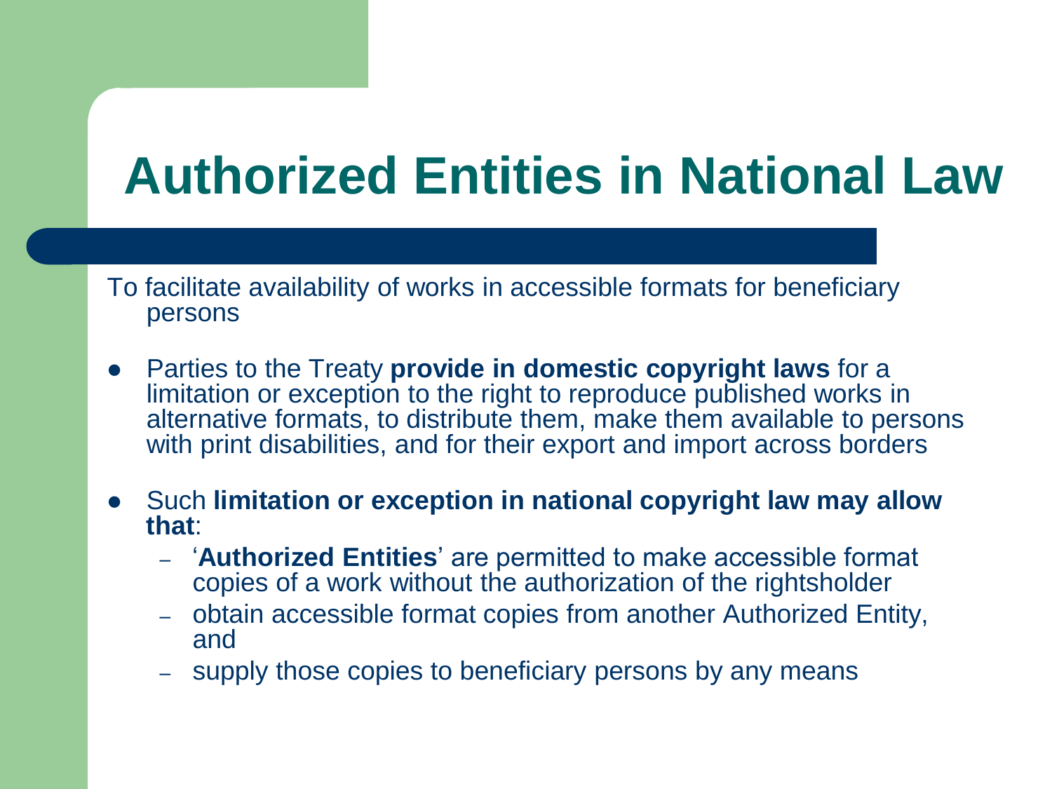# Authorized Entities in National Law

To facilitate availability of works in accessible formats for beneficiary persons

- Parties to the Treaty **provide in domestic copyright laws** for a limitation or exception to the right to reproduce published works in alternative formats, to distribute them, make them available to persons with print disabilities, and for their export and import across borders
- Such **limitation or exception in national copyright law may allow that**:
  - '**Authorized Entities**' are permitted to make accessible format copies of a work without the authorization of the rightsholder
  - obtain accessible format copies from another Authorized Entity, and
  - supply those copies to beneficiary persons by any means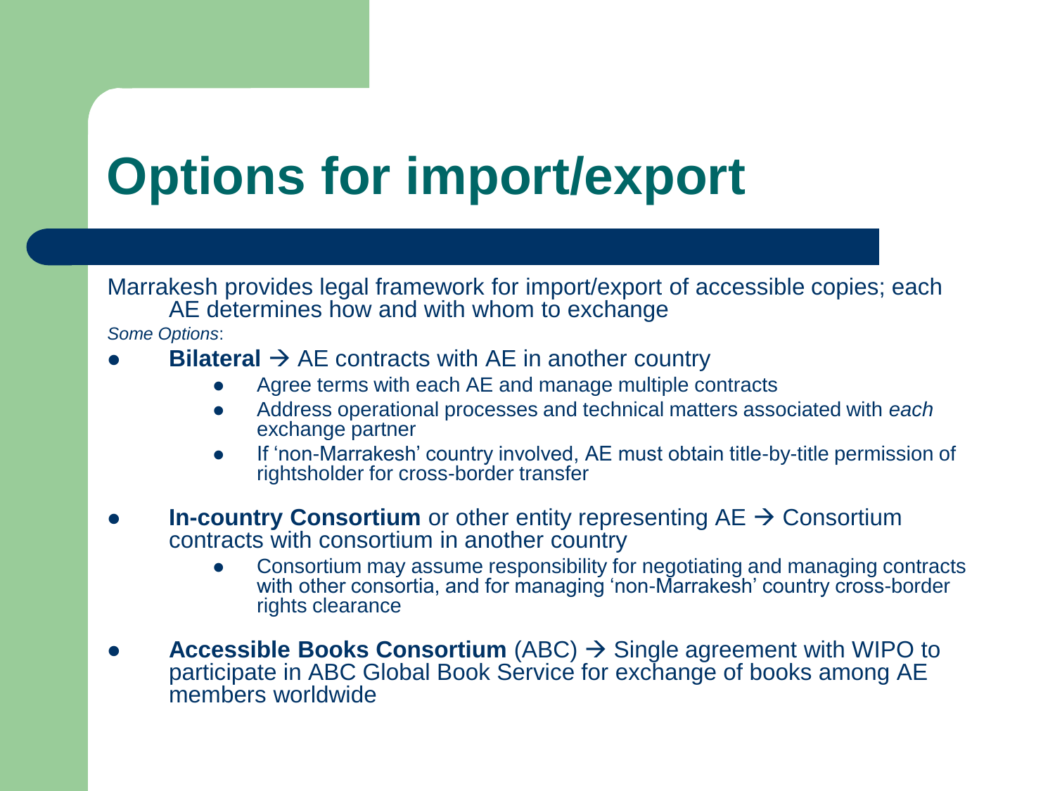# Options for import/export

Marrakesh provides legal framework for import/export of accessible copies; each AE determines how and with whom to exchange

*Some Options*:

- **Bilateral** → AE contracts with AE in another country
  - Agree terms with each AE and manage multiple contracts
  - Address operational processes and technical matters associated with *each* exchange partner
  - If 'non-Marrakesh' country involved, AE must obtain title-by-title permission of rightsholder for cross-border transfer
- **In-country Consortium** or other entity representing AE → Consortium contracts with consortium in another country
  - Consortium may assume responsibility for negotiating and managing contracts with other consortia, and for managing 'non-Marrakesh' country cross-border rights clearance
- **Accessible Books Consortium** (ABC) → Single agreement with WIPO to participate in ABC Global Book Service for exchange of books among AE members worldwide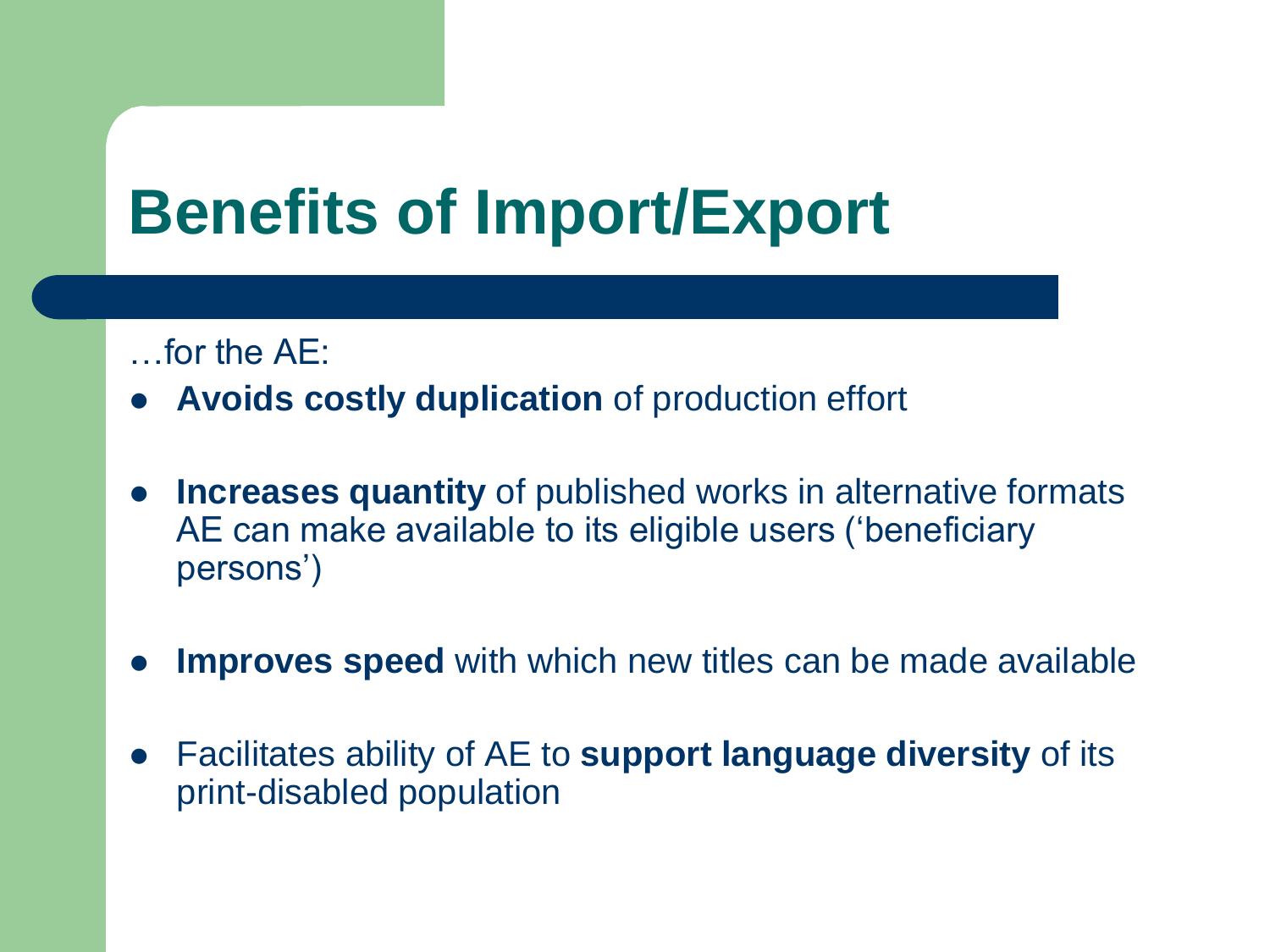# Benefits of Import/Export

…for the AE:

- **Avoids costly duplication** of production effort
- **Increases quantity** of published works in alternative formats AE can make available to its eligible users ('beneficiary persons')
- **Improves speed** with which new titles can be made available
- Facilitates ability of AE to **support language diversity** of its print-disabled population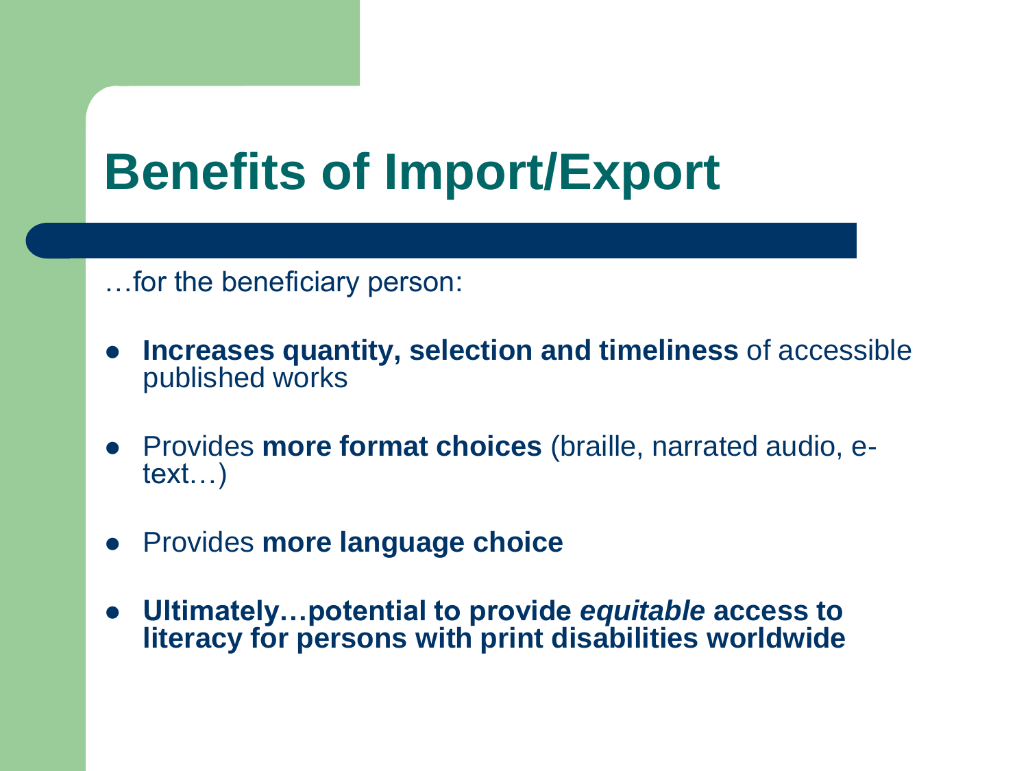# Benefits of Import/Export

…for the beneficiary person:

- **Increases quantity, selection and timeliness** of accessible published works
- Provides **more format choices** (braille, narrated audio, e-text…)
- Provides **more language choice**
- **Ultimately…potential to provide *equitable* access to literacy for persons with print disabilities worldwide**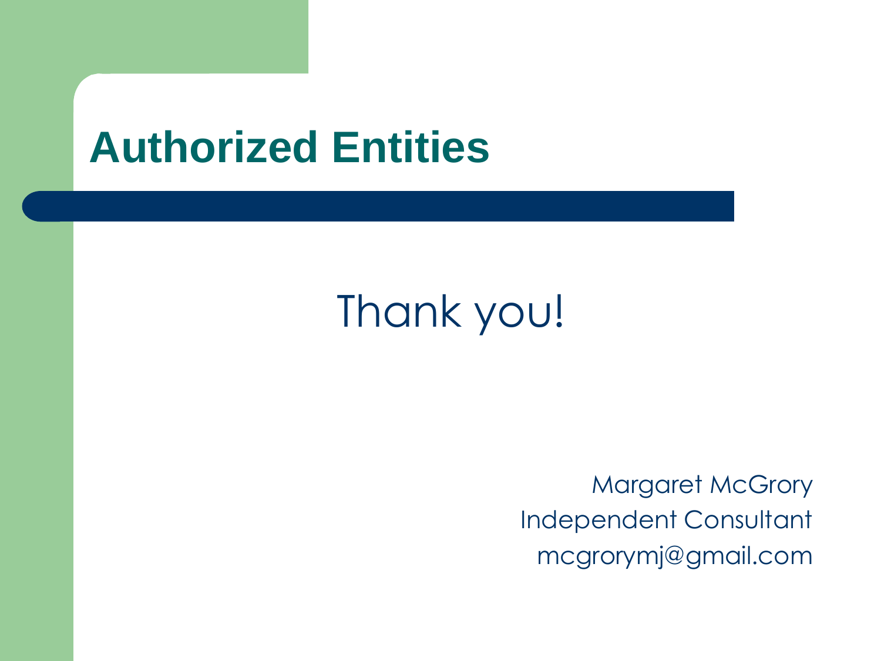# Authorized Entities

Thank you!

Margaret McGrory
Independent Consultant
mcgrorymj@gmail.com